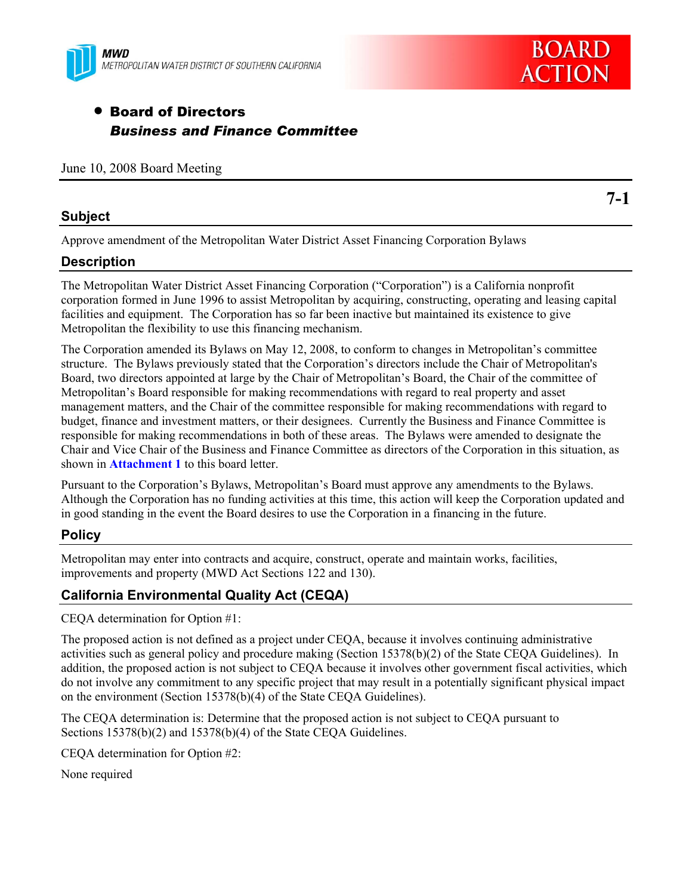MWD
METROPOLITAN WATER DISTRICT OF SOUTHERN CALIFORNIA

**BOARD ACTION**

- **Board of Directors**
  ***Business and Finance Committee***

June 10, 2008 Board Meeting

**7-1**

## Subject

Approve amendment of the Metropolitan Water District Asset Financing Corporation Bylaws

## Description

The Metropolitan Water District Asset Financing Corporation ("Corporation") is a California nonprofit corporation formed in June 1996 to assist Metropolitan by acquiring, constructing, operating and leasing capital facilities and equipment. The Corporation has so far been inactive but maintained its existence to give Metropolitan the flexibility to use this financing mechanism.

The Corporation amended its Bylaws on May 12, 2008, to conform to changes in Metropolitan's committee structure. The Bylaws previously stated that the Corporation's directors include the Chair of Metropolitan's Board, two directors appointed at large by the Chair of Metropolitan's Board, the Chair of the committee of Metropolitan's Board responsible for making recommendations with regard to real property and asset management matters, and the Chair of the committee responsible for making recommendations with regard to budget, finance and investment matters, or their designees. Currently the Business and Finance Committee is responsible for making recommendations in both of these areas. The Bylaws were amended to designate the Chair and Vice Chair of the Business and Finance Committee as directors of the Corporation in this situation, as shown in **Attachment 1** to this board letter.

Pursuant to the Corporation's Bylaws, Metropolitan's Board must approve any amendments to the Bylaws. Although the Corporation has no funding activities at this time, this action will keep the Corporation updated and in good standing in the event the Board desires to use the Corporation in a financing in the future.

## Policy

Metropolitan may enter into contracts and acquire, construct, operate and maintain works, facilities, improvements and property (MWD Act Sections 122 and 130).

## California Environmental Quality Act (CEQA)

CEQA determination for Option #1:

The proposed action is not defined as a project under CEQA, because it involves continuing administrative activities such as general policy and procedure making (Section 15378(b)(2) of the State CEQA Guidelines). In addition, the proposed action is not subject to CEQA because it involves other government fiscal activities, which do not involve any commitment to any specific project that may result in a potentially significant physical impact on the environment (Section 15378(b)(4) of the State CEQA Guidelines).

The CEQA determination is: Determine that the proposed action is not subject to CEQA pursuant to Sections 15378(b)(2) and 15378(b)(4) of the State CEQA Guidelines.

CEQA determination for Option #2:

None required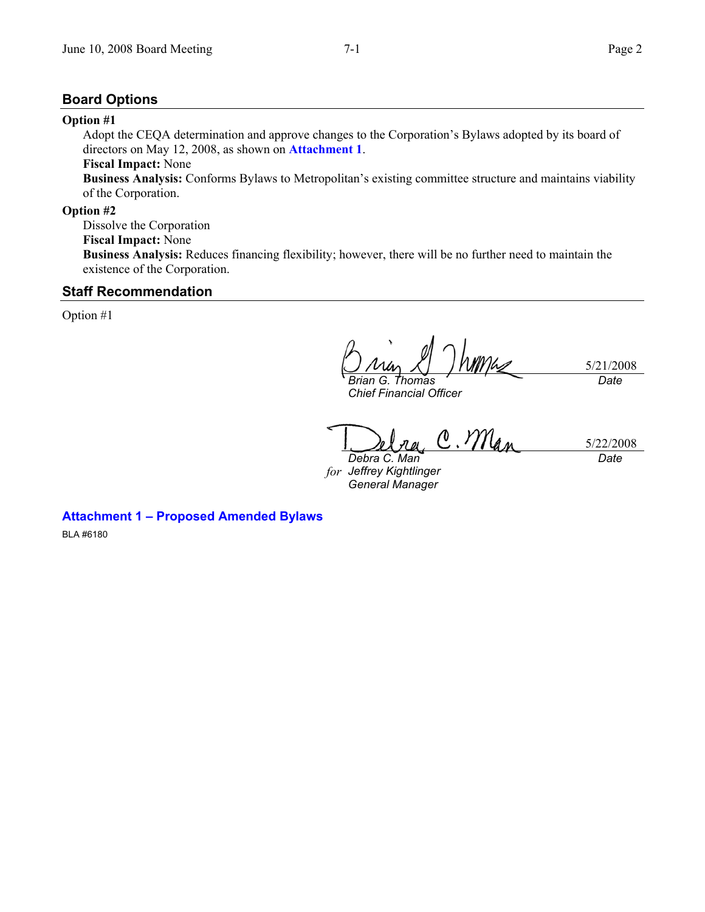## Board Options

**Option #1**

Adopt the CEQA determination and approve changes to the Corporation's Bylaws adopted by its board of directors on May 12, 2008, as shown on **Attachment 1**.

**Fiscal Impact:** None

**Business Analysis:** Conforms Bylaws to Metropolitan's existing committee structure and maintains viability of the Corporation.

**Option #2**

Dissolve the Corporation

**Fiscal Impact:** None

**Business Analysis:** Reduces financing flexibility; however, there will be no further need to maintain the existence of the Corporation.

## Staff Recommendation

Option #1

| | |
|---|---|
| *Brian G. Thomas*<br>*Chief Financial Officer* | 5/21/2008<br>*Date* |
| *Debra C. Man*<br>*for* *Jeffrey Kightlinger*<br>*General Manager* | 5/22/2008<br>*Date* |

**Attachment 1 – Proposed Amended Bylaws**

BLA #6180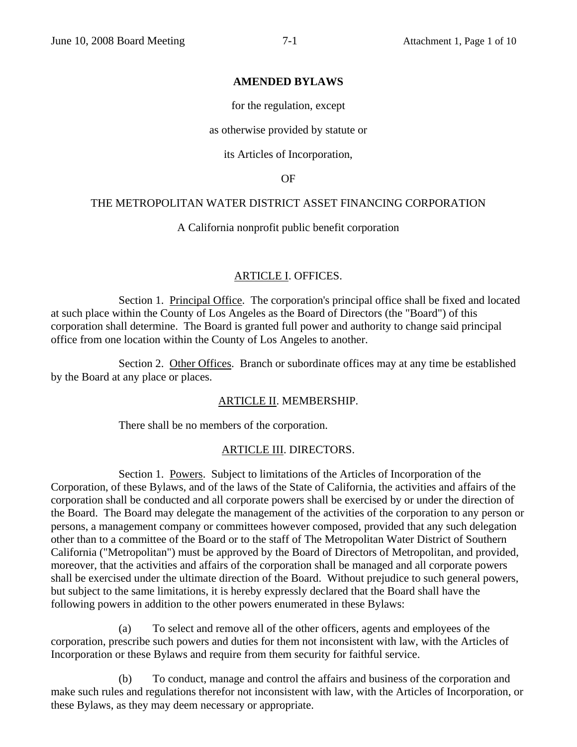**AMENDED BYLAWS**

for the regulation, except

as otherwise provided by statute or

its Articles of Incorporation,

OF

THE METROPOLITAN WATER DISTRICT ASSET FINANCING CORPORATION

A California nonprofit public benefit corporation

## ARTICLE I. OFFICES.

Section 1. Principal Office. The corporation's principal office shall be fixed and located at such place within the County of Los Angeles as the Board of Directors (the "Board") of this corporation shall determine. The Board is granted full power and authority to change said principal office from one location within the County of Los Angeles to another.

Section 2. Other Offices. Branch or subordinate offices may at any time be established by the Board at any place or places.

## ARTICLE II. MEMBERSHIP.

There shall be no members of the corporation.

## ARTICLE III. DIRECTORS.

Section 1. Powers. Subject to limitations of the Articles of Incorporation of the Corporation, of these Bylaws, and of the laws of the State of California, the activities and affairs of the corporation shall be conducted and all corporate powers shall be exercised by or under the direction of the Board. The Board may delegate the management of the activities of the corporation to any person or persons, a management company or committees however composed, provided that any such delegation other than to a committee of the Board or to the staff of The Metropolitan Water District of Southern California ("Metropolitan") must be approved by the Board of Directors of Metropolitan, and provided, moreover, that the activities and affairs of the corporation shall be managed and all corporate powers shall be exercised under the ultimate direction of the Board. Without prejudice to such general powers, but subject to the same limitations, it is hereby expressly declared that the Board shall have the following powers in addition to the other powers enumerated in these Bylaws:

(a) To select and remove all of the other officers, agents and employees of the corporation, prescribe such powers and duties for them not inconsistent with law, with the Articles of Incorporation or these Bylaws and require from them security for faithful service.

(b) To conduct, manage and control the affairs and business of the corporation and make such rules and regulations therefor not inconsistent with law, with the Articles of Incorporation, or these Bylaws, as they may deem necessary or appropriate.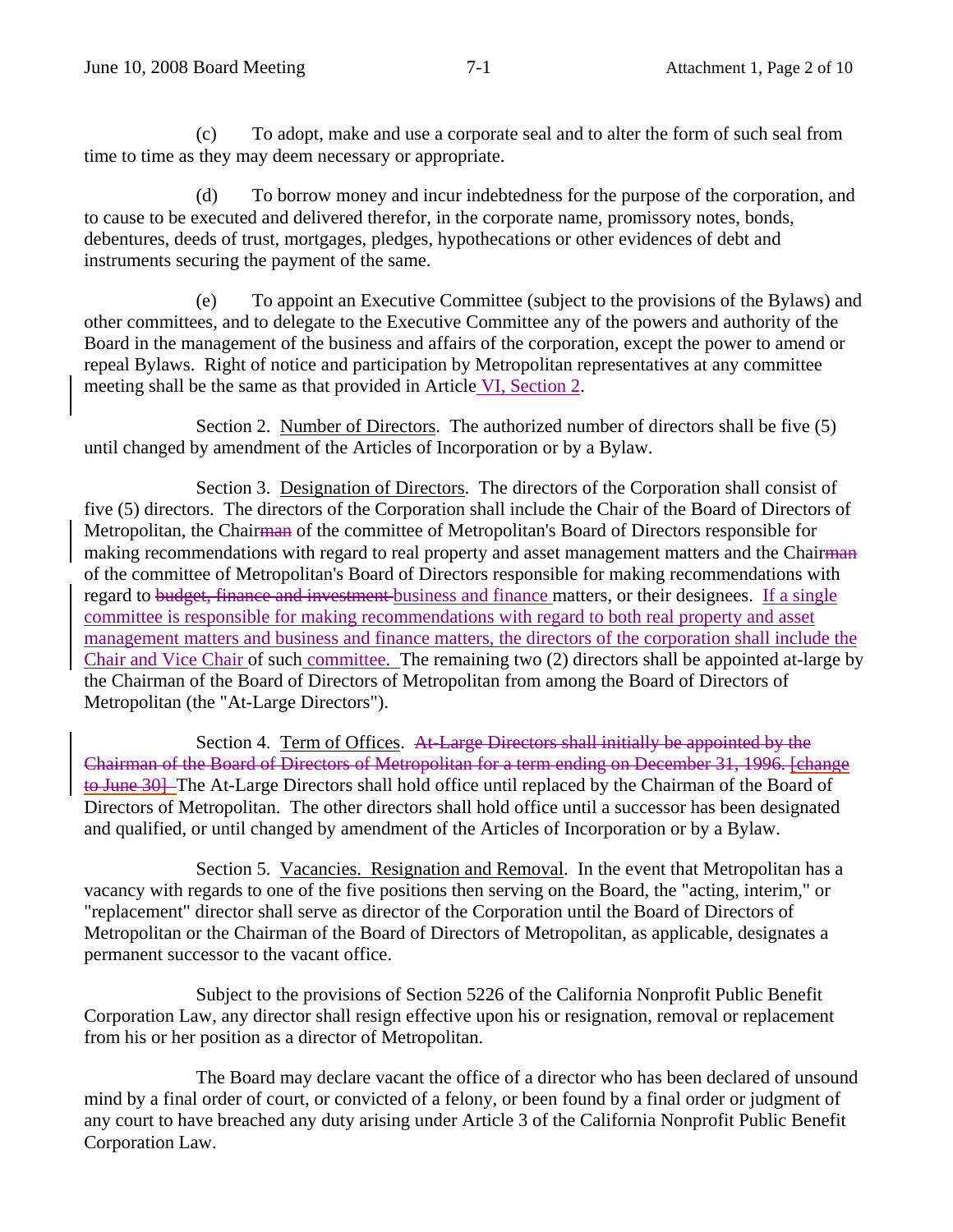(c) To adopt, make and use a corporate seal and to alter the form of such seal from time to time as they may deem necessary or appropriate.

(d) To borrow money and incur indebtedness for the purpose of the corporation, and to cause to be executed and delivered therefor, in the corporate name, promissory notes, bonds, debentures, deeds of trust, mortgages, pledges, hypothecations or other evidences of debt and instruments securing the payment of the same.

(e) To appoint an Executive Committee (subject to the provisions of the Bylaws) and other committees, and to delegate to the Executive Committee any of the powers and authority of the Board in the management of the business and affairs of the corporation, except the power to amend or repeal Bylaws. Right of notice and participation by Metropolitan representatives at any committee meeting shall be the same as that provided in Article VI, Section 2.

Section 2. Number of Directors. The authorized number of directors shall be five (5) until changed by amendment of the Articles of Incorporation or by a Bylaw.

Section 3. Designation of Directors. The directors of the Corporation shall consist of five (5) directors. The directors of the Corporation shall include the Chair of the Board of Directors of Metropolitan, the Chair~~man~~ of the committee of Metropolitan's Board of Directors responsible for making recommendations with regard to real property and asset management matters and the Chair~~man~~ of the committee of Metropolitan's Board of Directors responsible for making recommendations with regard to ~~budget, finance and investment~~ business and finance matters, or their designees. If a single committee is responsible for making recommendations with regard to both real property and asset management matters and business and finance matters, the directors of the corporation shall include the Chair and Vice Chair of such committee. The remaining two (2) directors shall be appointed at-large by the Chairman of the Board of Directors of Metropolitan from among the Board of Directors of Metropolitan (the "At-Large Directors").

Section 4. Term of Offices. ~~At-Large Directors shall initially be appointed by the Chairman of the Board of Directors of Metropolitan for a term ending on December 31, 1996. [change to June 30]~~ The At-Large Directors shall hold office until replaced by the Chairman of the Board of Directors of Metropolitan. The other directors shall hold office until a successor has been designated and qualified, or until changed by amendment of the Articles of Incorporation or by a Bylaw.

Section 5. Vacancies. Resignation and Removal. In the event that Metropolitan has a vacancy with regards to one of the five positions then serving on the Board, the "acting, interim," or "replacement" director shall serve as director of the Corporation until the Board of Directors of Metropolitan or the Chairman of the Board of Directors of Metropolitan, as applicable, designates a permanent successor to the vacant office.

Subject to the provisions of Section 5226 of the California Nonprofit Public Benefit Corporation Law, any director shall resign effective upon his or resignation, removal or replacement from his or her position as a director of Metropolitan.

The Board may declare vacant the office of a director who has been declared of unsound mind by a final order of court, or convicted of a felony, or been found by a final order or judgment of any court to have breached any duty arising under Article 3 of the California Nonprofit Public Benefit Corporation Law.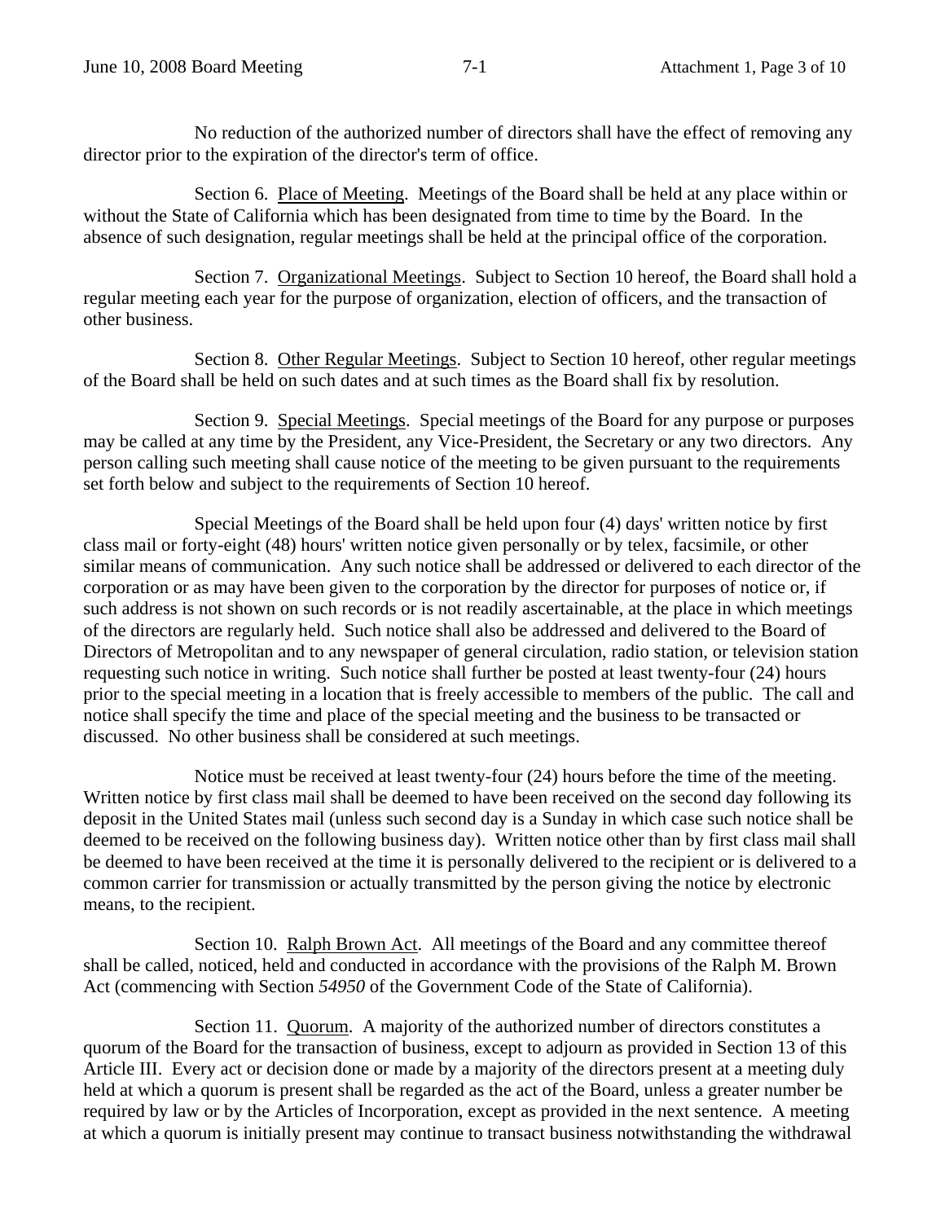No reduction of the authorized number of directors shall have the effect of removing any director prior to the expiration of the director's term of office.

Section 6. Place of Meeting. Meetings of the Board shall be held at any place within or without the State of California which has been designated from time to time by the Board. In the absence of such designation, regular meetings shall be held at the principal office of the corporation.

Section 7. Organizational Meetings. Subject to Section 10 hereof, the Board shall hold a regular meeting each year for the purpose of organization, election of officers, and the transaction of other business.

Section 8. Other Regular Meetings. Subject to Section 10 hereof, other regular meetings of the Board shall be held on such dates and at such times as the Board shall fix by resolution.

Section 9. Special Meetings. Special meetings of the Board for any purpose or purposes may be called at any time by the President, any Vice-President, the Secretary or any two directors. Any person calling such meeting shall cause notice of the meeting to be given pursuant to the requirements set forth below and subject to the requirements of Section 10 hereof.

Special Meetings of the Board shall be held upon four (4) days' written notice by first class mail or forty-eight (48) hours' written notice given personally or by telex, facsimile, or other similar means of communication. Any such notice shall be addressed or delivered to each director of the corporation or as may have been given to the corporation by the director for purposes of notice or, if such address is not shown on such records or is not readily ascertainable, at the place in which meetings of the directors are regularly held. Such notice shall also be addressed and delivered to the Board of Directors of Metropolitan and to any newspaper of general circulation, radio station, or television station requesting such notice in writing. Such notice shall further be posted at least twenty-four (24) hours prior to the special meeting in a location that is freely accessible to members of the public. The call and notice shall specify the time and place of the special meeting and the business to be transacted or discussed. No other business shall be considered at such meetings.

Notice must be received at least twenty-four (24) hours before the time of the meeting. Written notice by first class mail shall be deemed to have been received on the second day following its deposit in the United States mail (unless such second day is a Sunday in which case such notice shall be deemed to be received on the following business day). Written notice other than by first class mail shall be deemed to have been received at the time it is personally delivered to the recipient or is delivered to a common carrier for transmission or actually transmitted by the person giving the notice by electronic means, to the recipient.

Section 10. Ralph Brown Act. All meetings of the Board and any committee thereof shall be called, noticed, held and conducted in accordance with the provisions of the Ralph M. Brown Act (commencing with Section *54950* of the Government Code of the State of California).

Section 11. Quorum. A majority of the authorized number of directors constitutes a quorum of the Board for the transaction of business, except to adjourn as provided in Section 13 of this Article III. Every act or decision done or made by a majority of the directors present at a meeting duly held at which a quorum is present shall be regarded as the act of the Board, unless a greater number be required by law or by the Articles of Incorporation, except as provided in the next sentence. A meeting at which a quorum is initially present may continue to transact business notwithstanding the withdrawal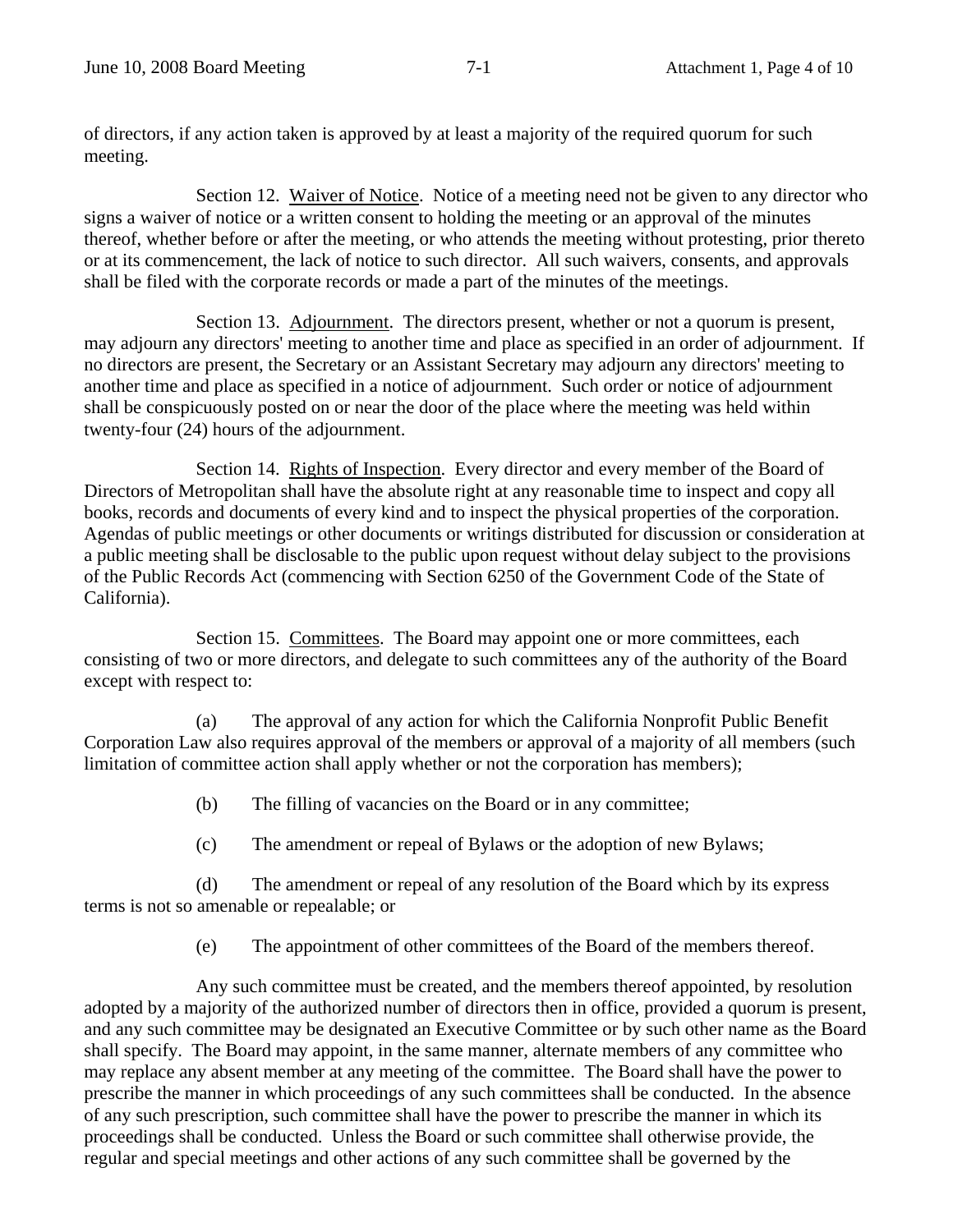of directors, if any action taken is approved by at least a majority of the required quorum for such meeting.

Section 12. Waiver of Notice. Notice of a meeting need not be given to any director who signs a waiver of notice or a written consent to holding the meeting or an approval of the minutes thereof, whether before or after the meeting, or who attends the meeting without protesting, prior thereto or at its commencement, the lack of notice to such director. All such waivers, consents, and approvals shall be filed with the corporate records or made a part of the minutes of the meetings.

Section 13. Adjournment. The directors present, whether or not a quorum is present, may adjourn any directors' meeting to another time and place as specified in an order of adjournment. If no directors are present, the Secretary or an Assistant Secretary may adjourn any directors' meeting to another time and place as specified in a notice of adjournment. Such order or notice of adjournment shall be conspicuously posted on or near the door of the place where the meeting was held within twenty-four (24) hours of the adjournment.

Section 14. Rights of Inspection. Every director and every member of the Board of Directors of Metropolitan shall have the absolute right at any reasonable time to inspect and copy all books, records and documents of every kind and to inspect the physical properties of the corporation. Agendas of public meetings or other documents or writings distributed for discussion or consideration at a public meeting shall be disclosable to the public upon request without delay subject to the provisions of the Public Records Act (commencing with Section 6250 of the Government Code of the State of California).

Section 15. Committees. The Board may appoint one or more committees, each consisting of two or more directors, and delegate to such committees any of the authority of the Board except with respect to:

(a) The approval of any action for which the California Nonprofit Public Benefit Corporation Law also requires approval of the members or approval of a majority of all members (such limitation of committee action shall apply whether or not the corporation has members);

(b) The filling of vacancies on the Board or in any committee;

(c) The amendment or repeal of Bylaws or the adoption of new Bylaws;

(d) The amendment or repeal of any resolution of the Board which by its express terms is not so amenable or repealable; or

(e) The appointment of other committees of the Board of the members thereof.

Any such committee must be created, and the members thereof appointed, by resolution adopted by a majority of the authorized number of directors then in office, provided a quorum is present, and any such committee may be designated an Executive Committee or by such other name as the Board shall specify. The Board may appoint, in the same manner, alternate members of any committee who may replace any absent member at any meeting of the committee. The Board shall have the power to prescribe the manner in which proceedings of any such committees shall be conducted. In the absence of any such prescription, such committee shall have the power to prescribe the manner in which its proceedings shall be conducted. Unless the Board or such committee shall otherwise provide, the regular and special meetings and other actions of any such committee shall be governed by the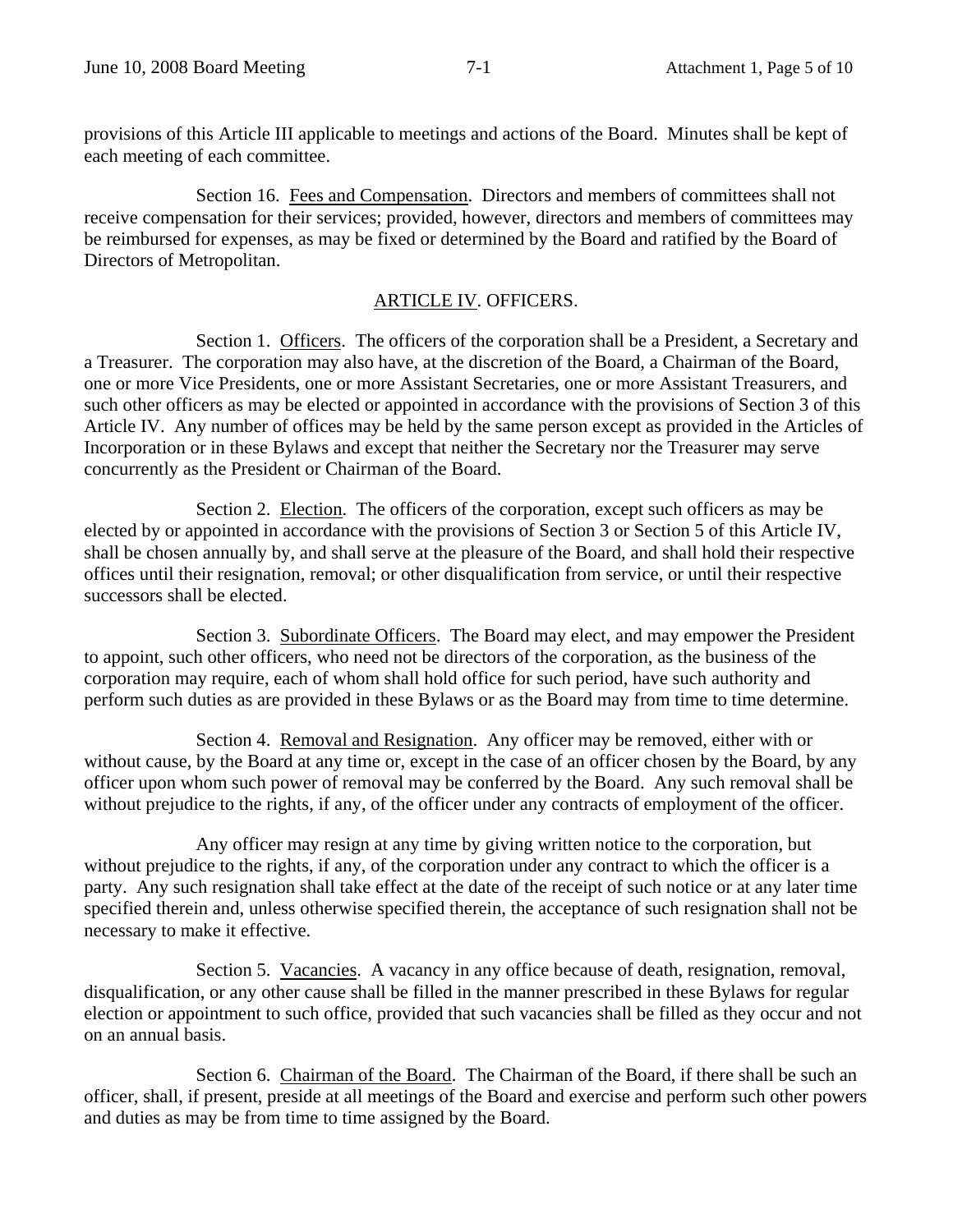provisions of this Article III applicable to meetings and actions of the Board. Minutes shall be kept of each meeting of each committee.

Section 16. Fees and Compensation. Directors and members of committees shall not receive compensation for their services; provided, however, directors and members of committees may be reimbursed for expenses, as may be fixed or determined by the Board and ratified by the Board of Directors of Metropolitan.

## ARTICLE IV. OFFICERS.

Section 1. Officers. The officers of the corporation shall be a President, a Secretary and a Treasurer. The corporation may also have, at the discretion of the Board, a Chairman of the Board, one or more Vice Presidents, one or more Assistant Secretaries, one or more Assistant Treasurers, and such other officers as may be elected or appointed in accordance with the provisions of Section 3 of this Article IV. Any number of offices may be held by the same person except as provided in the Articles of Incorporation or in these Bylaws and except that neither the Secretary nor the Treasurer may serve concurrently as the President or Chairman of the Board.

Section 2. Election. The officers of the corporation, except such officers as may be elected by or appointed in accordance with the provisions of Section 3 or Section 5 of this Article IV, shall be chosen annually by, and shall serve at the pleasure of the Board, and shall hold their respective offices until their resignation, removal; or other disqualification from service, or until their respective successors shall be elected.

Section 3. Subordinate Officers. The Board may elect, and may empower the President to appoint, such other officers, who need not be directors of the corporation, as the business of the corporation may require, each of whom shall hold office for such period, have such authority and perform such duties as are provided in these Bylaws or as the Board may from time to time determine.

Section 4. Removal and Resignation. Any officer may be removed, either with or without cause, by the Board at any time or, except in the case of an officer chosen by the Board, by any officer upon whom such power of removal may be conferred by the Board. Any such removal shall be without prejudice to the rights, if any, of the officer under any contracts of employment of the officer.

Any officer may resign at any time by giving written notice to the corporation, but without prejudice to the rights, if any, of the corporation under any contract to which the officer is a party. Any such resignation shall take effect at the date of the receipt of such notice or at any later time specified therein and, unless otherwise specified therein, the acceptance of such resignation shall not be necessary to make it effective.

Section 5. Vacancies. A vacancy in any office because of death, resignation, removal, disqualification, or any other cause shall be filled in the manner prescribed in these Bylaws for regular election or appointment to such office, provided that such vacancies shall be filled as they occur and not on an annual basis.

Section 6. Chairman of the Board. The Chairman of the Board, if there shall be such an officer, shall, if present, preside at all meetings of the Board and exercise and perform such other powers and duties as may be from time to time assigned by the Board.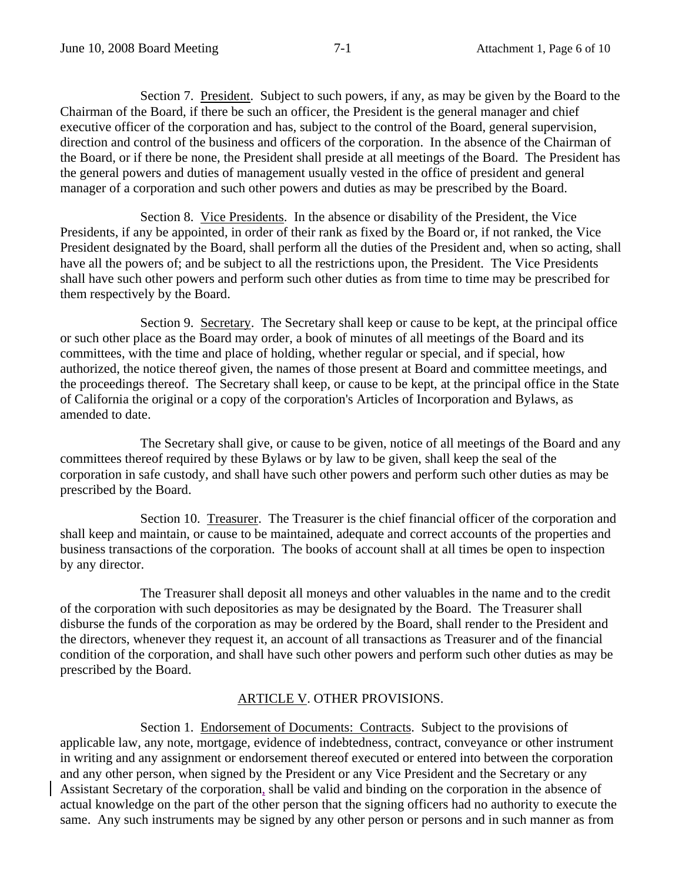Section 7. President. Subject to such powers, if any, as may be given by the Board to the Chairman of the Board, if there be such an officer, the President is the general manager and chief executive officer of the corporation and has, subject to the control of the Board, general supervision, direction and control of the business and officers of the corporation. In the absence of the Chairman of the Board, or if there be none, the President shall preside at all meetings of the Board. The President has the general powers and duties of management usually vested in the office of president and general manager of a corporation and such other powers and duties as may be prescribed by the Board.

Section 8. Vice Presidents. In the absence or disability of the President, the Vice Presidents, if any be appointed, in order of their rank as fixed by the Board or, if not ranked, the Vice President designated by the Board, shall perform all the duties of the President and, when so acting, shall have all the powers of; and be subject to all the restrictions upon, the President. The Vice Presidents shall have such other powers and perform such other duties as from time to time may be prescribed for them respectively by the Board.

Section 9. Secretary. The Secretary shall keep or cause to be kept, at the principal office or such other place as the Board may order, a book of minutes of all meetings of the Board and its committees, with the time and place of holding, whether regular or special, and if special, how authorized, the notice thereof given, the names of those present at Board and committee meetings, and the proceedings thereof. The Secretary shall keep, or cause to be kept, at the principal office in the State of California the original or a copy of the corporation's Articles of Incorporation and Bylaws, as amended to date.

The Secretary shall give, or cause to be given, notice of all meetings of the Board and any committees thereof required by these Bylaws or by law to be given, shall keep the seal of the corporation in safe custody, and shall have such other powers and perform such other duties as may be prescribed by the Board.

Section 10. Treasurer. The Treasurer is the chief financial officer of the corporation and shall keep and maintain, or cause to be maintained, adequate and correct accounts of the properties and business transactions of the corporation. The books of account shall at all times be open to inspection by any director.

The Treasurer shall deposit all moneys and other valuables in the name and to the credit of the corporation with such depositories as may be designated by the Board. The Treasurer shall disburse the funds of the corporation as may be ordered by the Board, shall render to the President and the directors, whenever they request it, an account of all transactions as Treasurer and of the financial condition of the corporation, and shall have such other powers and perform such other duties as may be prescribed by the Board.

## ARTICLE V. OTHER PROVISIONS.

Section 1. Endorsement of Documents: Contracts. Subject to the provisions of applicable law, any note, mortgage, evidence of indebtedness, contract, conveyance or other instrument in writing and any assignment or endorsement thereof executed or entered into between the corporation and any other person, when signed by the President or any Vice President and the Secretary or any Assistant Secretary of the corporation, shall be valid and binding on the corporation in the absence of actual knowledge on the part of the other person that the signing officers had no authority to execute the same. Any such instruments may be signed by any other person or persons and in such manner as from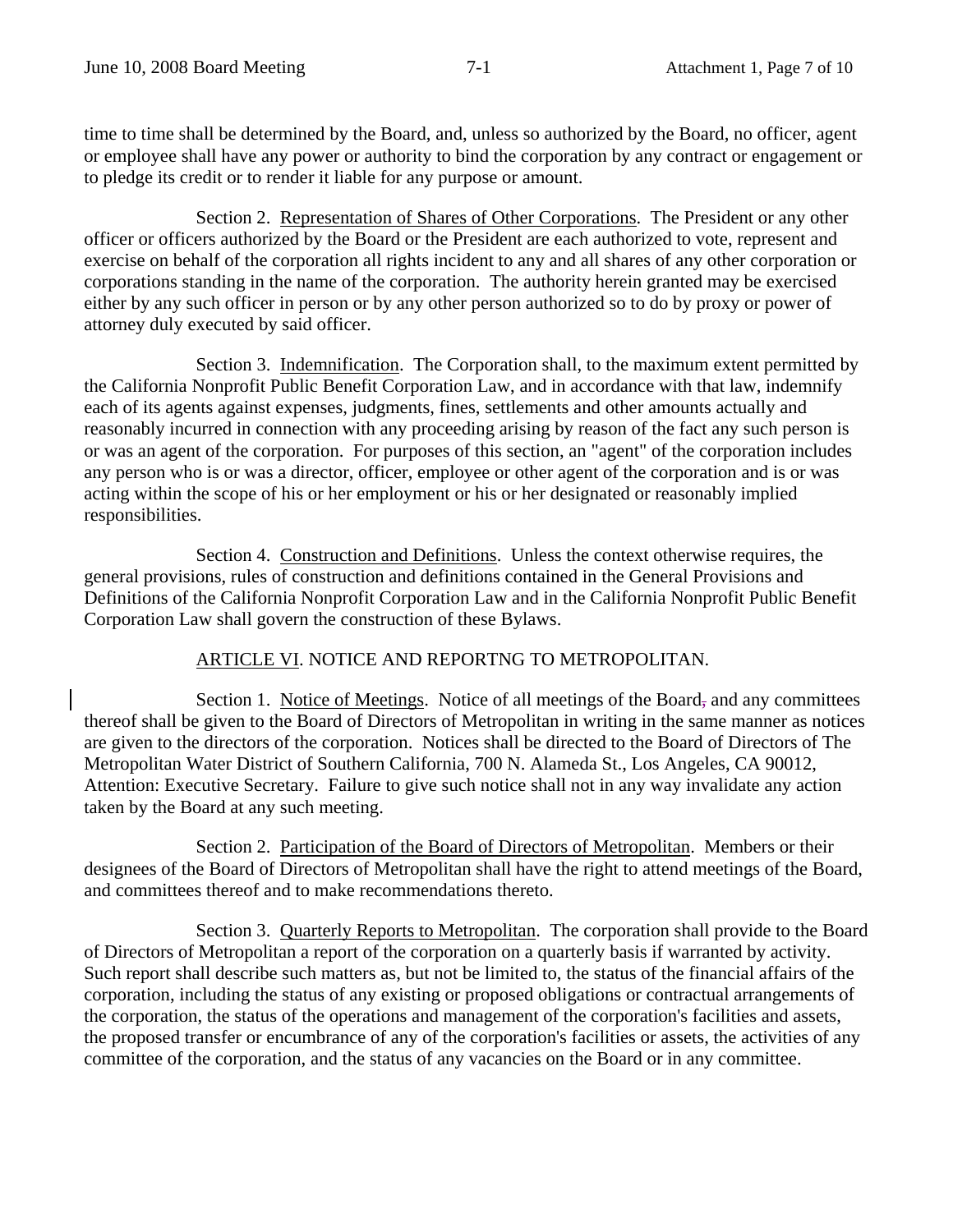time to time shall be determined by the Board, and, unless so authorized by the Board, no officer, agent or employee shall have any power or authority to bind the corporation by any contract or engagement or to pledge its credit or to render it liable for any purpose or amount.

Section 2. Representation of Shares of Other Corporations. The President or any other officer or officers authorized by the Board or the President are each authorized to vote, represent and exercise on behalf of the corporation all rights incident to any and all shares of any other corporation or corporations standing in the name of the corporation. The authority herein granted may be exercised either by any such officer in person or by any other person authorized so to do by proxy or power of attorney duly executed by said officer.

Section 3. Indemnification. The Corporation shall, to the maximum extent permitted by the California Nonprofit Public Benefit Corporation Law, and in accordance with that law, indemnify each of its agents against expenses, judgments, fines, settlements and other amounts actually and reasonably incurred in connection with any proceeding arising by reason of the fact any such person is or was an agent of the corporation. For purposes of this section, an "agent" of the corporation includes any person who is or was a director, officer, employee or other agent of the corporation and is or was acting within the scope of his or her employment or his or her designated or reasonably implied responsibilities.

Section 4. Construction and Definitions. Unless the context otherwise requires, the general provisions, rules of construction and definitions contained in the General Provisions and Definitions of the California Nonprofit Corporation Law and in the California Nonprofit Public Benefit Corporation Law shall govern the construction of these Bylaws.

## ARTICLE VI. NOTICE AND REPORTNG TO METROPOLITAN.

Section 1. Notice of Meetings. Notice of all meetings of the Board, and any committees thereof shall be given to the Board of Directors of Metropolitan in writing in the same manner as notices are given to the directors of the corporation. Notices shall be directed to the Board of Directors of The Metropolitan Water District of Southern California, 700 N. Alameda St., Los Angeles, CA 90012, Attention: Executive Secretary. Failure to give such notice shall not in any way invalidate any action taken by the Board at any such meeting.

Section 2. Participation of the Board of Directors of Metropolitan. Members or their designees of the Board of Directors of Metropolitan shall have the right to attend meetings of the Board, and committees thereof and to make recommendations thereto.

Section 3. Quarterly Reports to Metropolitan. The corporation shall provide to the Board of Directors of Metropolitan a report of the corporation on a quarterly basis if warranted by activity. Such report shall describe such matters as, but not be limited to, the status of the financial affairs of the corporation, including the status of any existing or proposed obligations or contractual arrangements of the corporation, the status of the operations and management of the corporation's facilities and assets, the proposed transfer or encumbrance of any of the corporation's facilities or assets, the activities of any committee of the corporation, and the status of any vacancies on the Board or in any committee.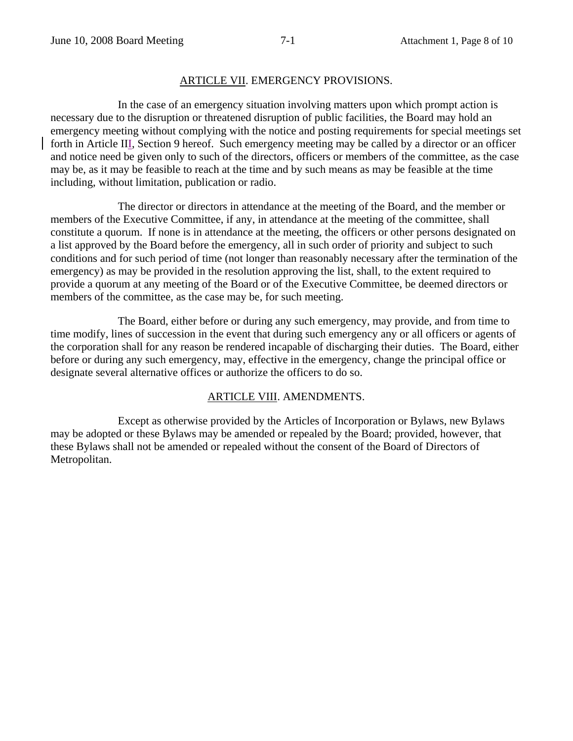## ARTICLE VII. EMERGENCY PROVISIONS.

In the case of an emergency situation involving matters upon which prompt action is necessary due to the disruption or threatened disruption of public facilities, the Board may hold an emergency meeting without complying with the notice and posting requirements for special meetings set forth in Article III, Section 9 hereof. Such emergency meeting may be called by a director or an officer and notice need be given only to such of the directors, officers or members of the committee, as the case may be, as it may be feasible to reach at the time and by such means as may be feasible at the time including, without limitation, publication or radio.

The director or directors in attendance at the meeting of the Board, and the member or members of the Executive Committee, if any, in attendance at the meeting of the committee, shall constitute a quorum. If none is in attendance at the meeting, the officers or other persons designated on a list approved by the Board before the emergency, all in such order of priority and subject to such conditions and for such period of time (not longer than reasonably necessary after the termination of the emergency) as may be provided in the resolution approving the list, shall, to the extent required to provide a quorum at any meeting of the Board or of the Executive Committee, be deemed directors or members of the committee, as the case may be, for such meeting.

The Board, either before or during any such emergency, may provide, and from time to time modify, lines of succession in the event that during such emergency any or all officers or agents of the corporation shall for any reason be rendered incapable of discharging their duties. The Board, either before or during any such emergency, may, effective in the emergency, change the principal office or designate several alternative offices or authorize the officers to do so.

## ARTICLE VIII. AMENDMENTS.

Except as otherwise provided by the Articles of Incorporation or Bylaws, new Bylaws may be adopted or these Bylaws may be amended or repealed by the Board; provided, however, that these Bylaws shall not be amended or repealed without the consent of the Board of Directors of Metropolitan.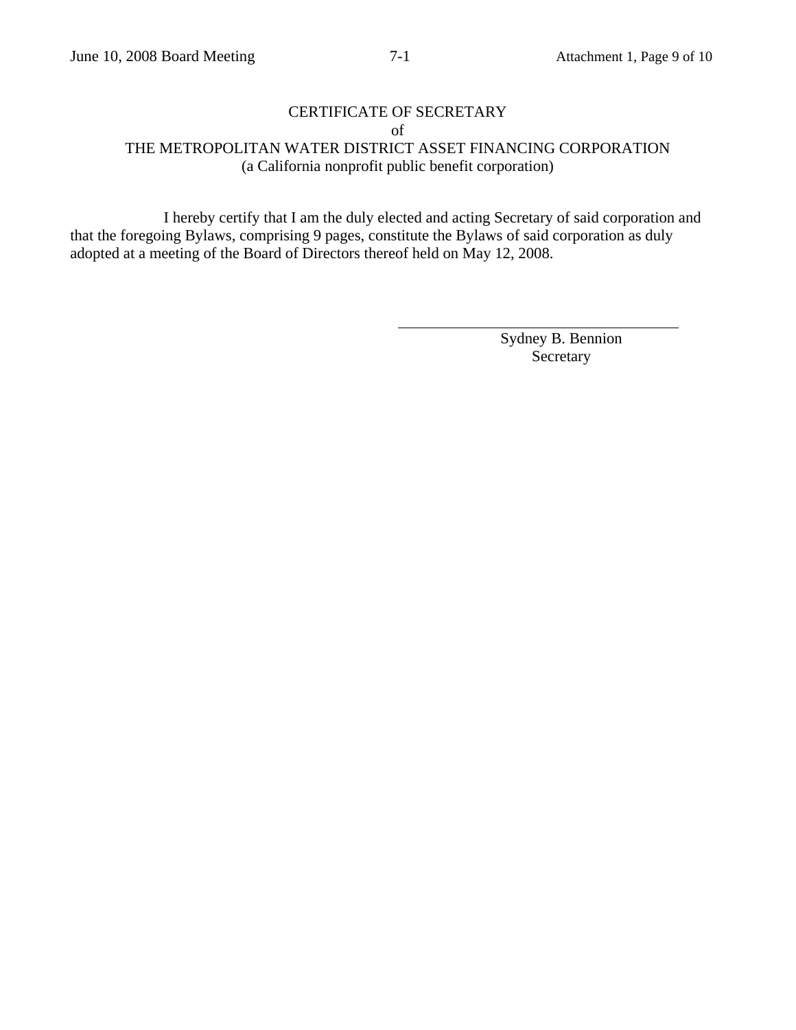CERTIFICATE OF SECRETARY

of

THE METROPOLITAN WATER DISTRICT ASSET FINANCING CORPORATION

(a California nonprofit public benefit corporation)

I hereby certify that I am the duly elected and acting Secretary of said corporation and that the foregoing Bylaws, comprising 9 pages, constitute the Bylaws of said corporation as duly adopted at a meeting of the Board of Directors thereof held on May 12, 2008.

\_\_\_\_\_\_\_\_\_\_\_\_\_\_\_\_\_\_\_\_\_\_\_\_\_\_\_\_\_\_\_\_

Sydney B. Bennion

Secretary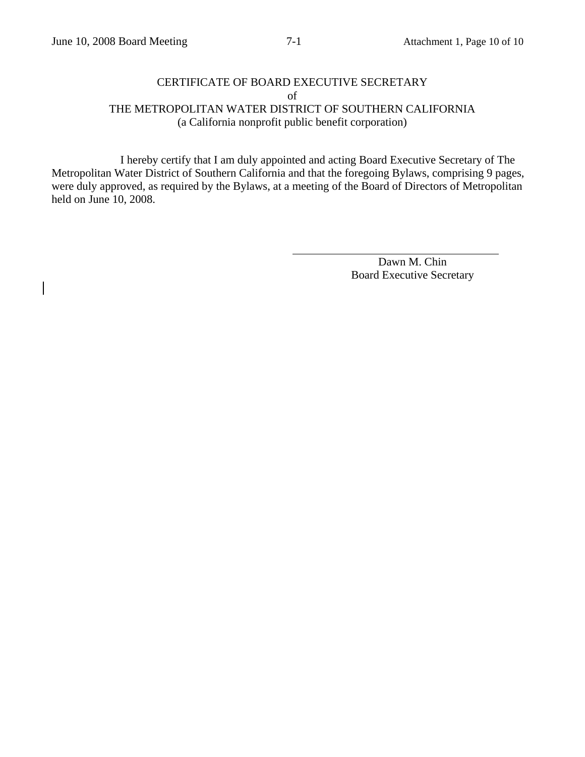# CERTIFICATE OF BOARD EXECUTIVE SECRETARY
of
THE METROPOLITAN WATER DISTRICT OF SOUTHERN CALIFORNIA
(a California nonprofit public benefit corporation)

I hereby certify that I am duly appointed and acting Board Executive Secretary of The Metropolitan Water District of Southern California and that the foregoing Bylaws, comprising 9 pages, were duly approved, as required by the Bylaws, at a meeting of the Board of Directors of Metropolitan held on June 10, 2008.

\_\_\_\_\_\_\_\_\_\_\_\_\_\_\_\_\_\_\_\_\_\_\_\_\_\_\_\_\_\_\_\_\_\_\_\_\_\_\_\_

Dawn M. Chin
Board Executive Secretary